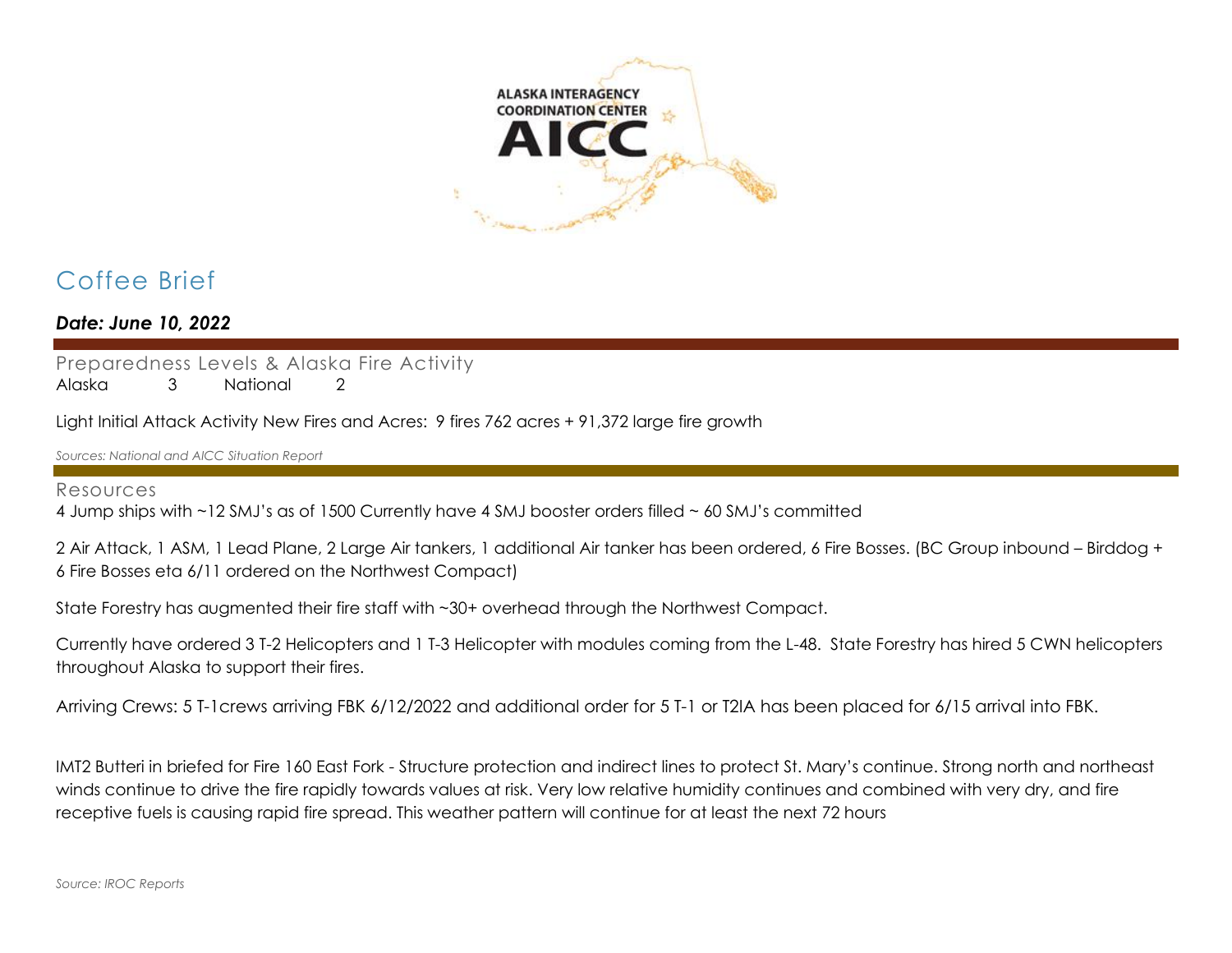ALASKA INTERAGENCY COORDINATION CENTER

AICC

# Coffee Brief

***Date: June 10, 2022***

## Preparedness Levels & Alaska Fire Activity

Alaska 3 National 2

Light Initial Attack Activity New Fires and Acres: 9 fires 762 acres + 91,372 large fire growth

*Sources: National and AICC Situation Report*

## Resources

4 Jump ships with ~12 SMJ's as of 1500 Currently have 4 SMJ booster orders filled ~ 60 SMJ's committed

2 Air Attack, 1 ASM, 1 Lead Plane, 2 Large Air tankers, 1 additional Air tanker has been ordered, 6 Fire Bosses. (BC Group inbound – Birddog + 6 Fire Bosses eta 6/11 ordered on the Northwest Compact)

State Forestry has augmented their fire staff with ~30+ overhead through the Northwest Compact.

Currently have ordered 3 T-2 Helicopters and 1 T-3 Helicopter with modules coming from the L-48. State Forestry has hired 5 CWN helicopters throughout Alaska to support their fires.

Arriving Crews: 5 T-1crews arriving FBK 6/12/2022 and additional order for 5 T-1 or T2IA has been placed for 6/15 arrival into FBK.

IMT2 Butteri in briefed for Fire 160 East Fork - Structure protection and indirect lines to protect St. Mary's continue. Strong north and northeast winds continue to drive the fire rapidly towards values at risk. Very low relative humidity continues and combined with very dry, and fire receptive fuels is causing rapid fire spread. This weather pattern will continue for at least the next 72 hours

*Source: IROC Reports*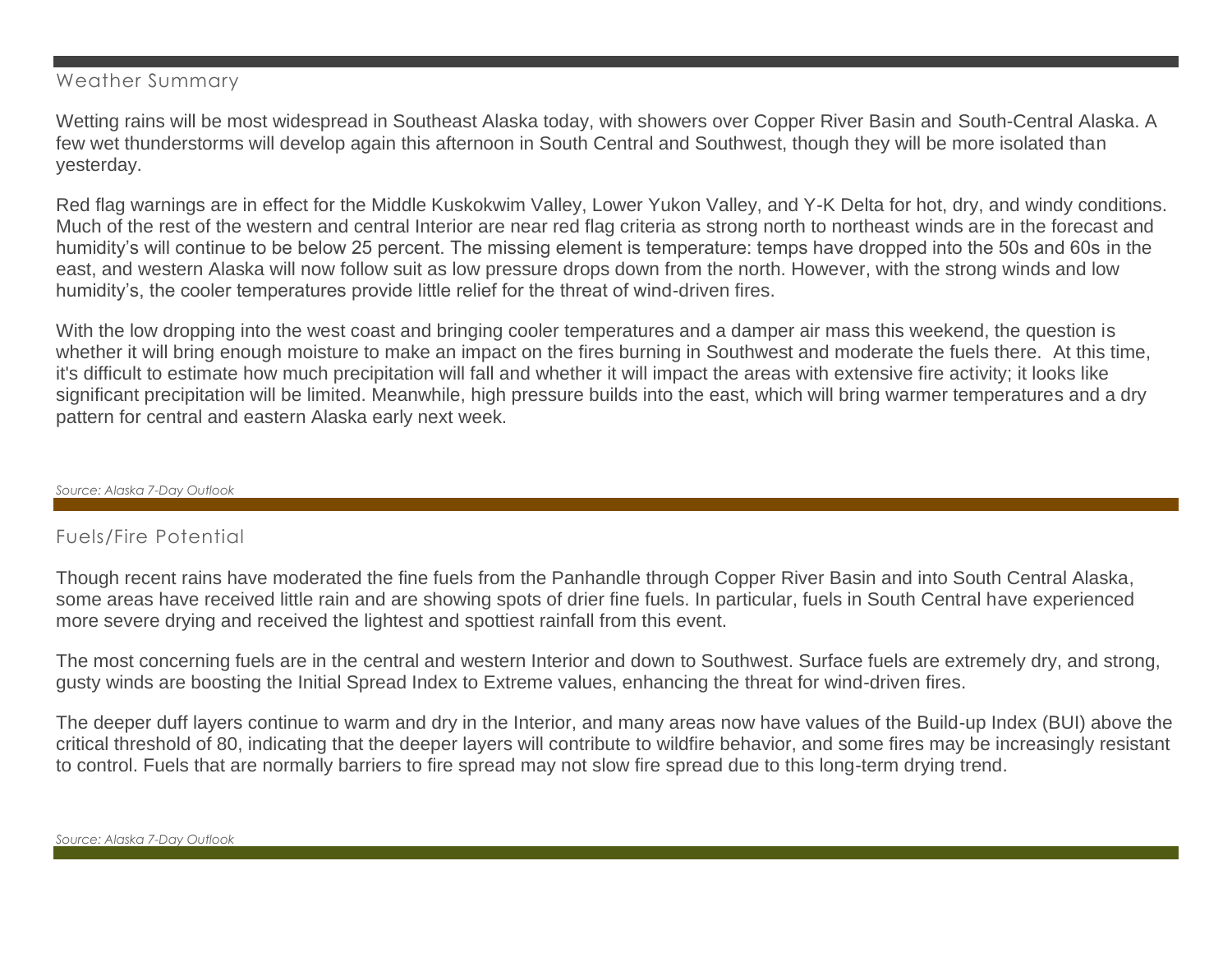## Weather Summary

Wetting rains will be most widespread in Southeast Alaska today, with showers over Copper River Basin and South-Central Alaska. A few wet thunderstorms will develop again this afternoon in South Central and Southwest, though they will be more isolated than yesterday.

Red flag warnings are in effect for the Middle Kuskokwim Valley, Lower Yukon Valley, and Y-K Delta for hot, dry, and windy conditions. Much of the rest of the western and central Interior are near red flag criteria as strong north to northeast winds are in the forecast and humidity's will continue to be below 25 percent. The missing element is temperature: temps have dropped into the 50s and 60s in the east, and western Alaska will now follow suit as low pressure drops down from the north. However, with the strong winds and low humidity's, the cooler temperatures provide little relief for the threat of wind-driven fires.

With the low dropping into the west coast and bringing cooler temperatures and a damper air mass this weekend, the question is whether it will bring enough moisture to make an impact on the fires burning in Southwest and moderate the fuels there. At this time, it's difficult to estimate how much precipitation will fall and whether it will impact the areas with extensive fire activity; it looks like significant precipitation will be limited. Meanwhile, high pressure builds into the east, which will bring warmer temperatures and a dry pattern for central and eastern Alaska early next week.

*Source: Alaska 7-Day Outlook*

## Fuels/Fire Potential

Though recent rains have moderated the fine fuels from the Panhandle through Copper River Basin and into South Central Alaska, some areas have received little rain and are showing spots of drier fine fuels. In particular, fuels in South Central have experienced more severe drying and received the lightest and spottiest rainfall from this event.

The most concerning fuels are in the central and western Interior and down to Southwest. Surface fuels are extremely dry, and strong, gusty winds are boosting the Initial Spread Index to Extreme values, enhancing the threat for wind-driven fires.

The deeper duff layers continue to warm and dry in the Interior, and many areas now have values of the Build-up Index (BUI) above the critical threshold of 80, indicating that the deeper layers will contribute to wildfire behavior, and some fires may be increasingly resistant to control. Fuels that are normally barriers to fire spread may not slow fire spread due to this long-term drying trend.

*Source: Alaska 7-Day Outlook*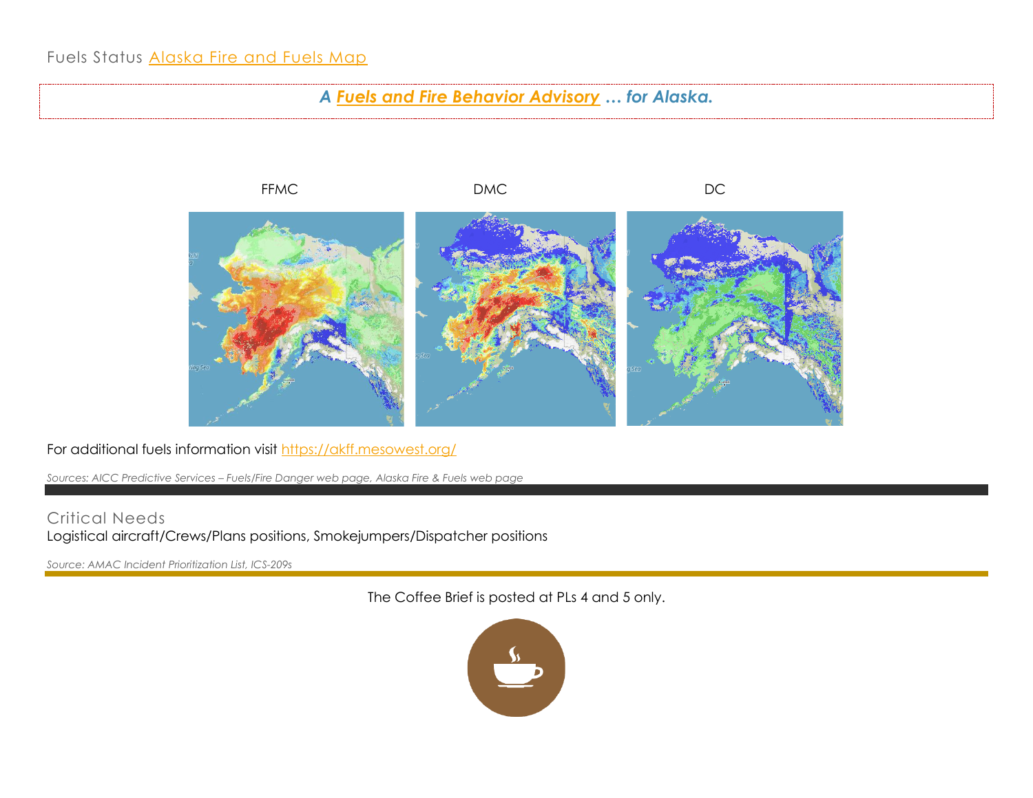## Fuels Status [Alaska Fire and Fuels Map]

***A [Fuels and Fire Behavior Advisory] … for Alaska.***

FFMC

DMC

DC

For additional fuels information visit [https://akff.mesowest.org/]

*Sources: AICC Predictive Services – Fuels/Fire Danger web page, Alaska Fire & Fuels web page*

## Critical Needs

Logistical aircraft/Crews/Plans positions, Smokejumpers/Dispatcher positions

*Source: AMAC Incident Prioritization List, ICS-209s*

The Coffee Brief is posted at PLs 4 and 5 only.